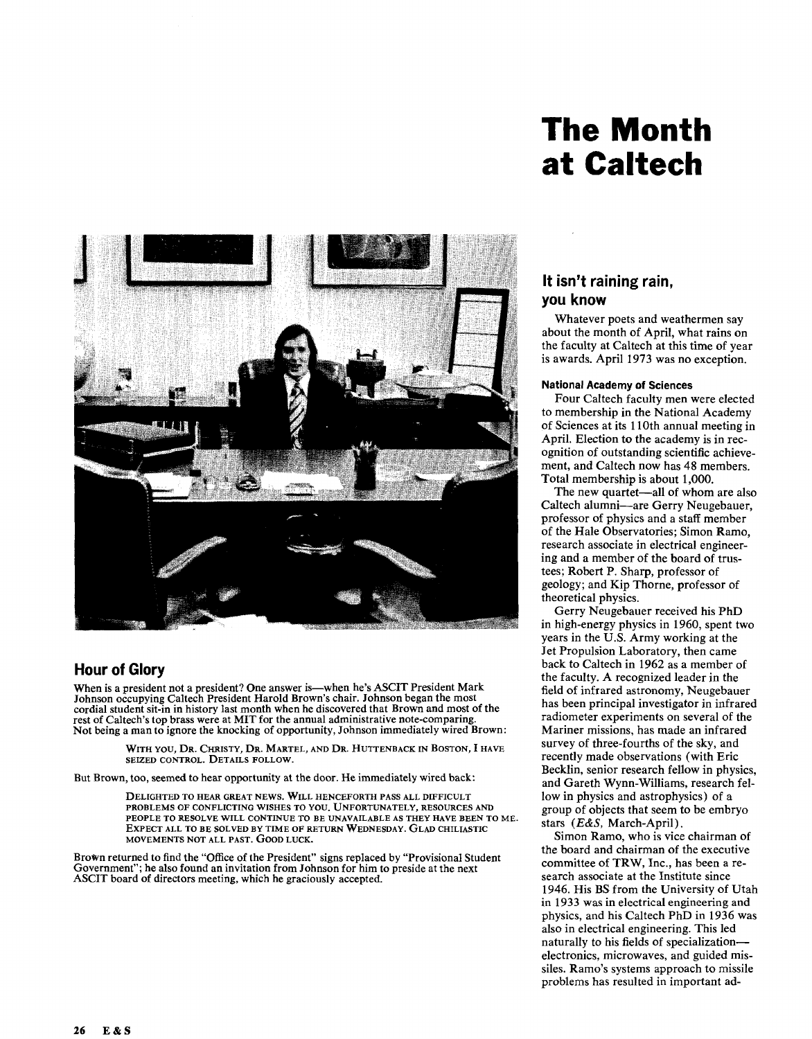# The Month at Caltech

## Hour of Glory

When is a president not a president? One answer is—when he's ASCIT President Mark Johnson occupying Caltech President Harold Brown's chair. Johnson began the most cordial student sit-in in history last month when he discovered that Brown and most of the rest of Caltech's top brass were at MIT for the annual administrative note-comparing. Not being a man to ignore the knocking of opportunity, Johnson immediately wired Brown:

> WITH YOU, DR. CHRISTY, DR. MARTEL, AND DR. HUTTENBACK IN BOSTON, I HAVE SEIZED CONTROL. DETAILS FOLLOW.

But Brown, too, seemed to hear opportunity at the door. He immediately wired back:

> DELIGHTED TO HEAR GREAT NEWS. WILL HENCEFORTH PASS ALL DIFFICULT PROBLEMS OF CONFLICTING WISHES TO YOU. UNFORTUNATELY, RESOURCES AND PEOPLE TO RESOLVE WILL CONTINUE TO BE UNAVAILABLE AS THEY HAVE BEEN TO ME. EXPECT ALL TO BE SOLVED BY TIME OF RETURN WEDNESDAY. GLAD CHILIASTIC MOVEMENTS NOT ALL PAST. GOOD LUCK.

Brown returned to find the "Office of the President" signs replaced by "Provisional Student Government"; he also found an invitation from Johnson for him to preside at the next ASCIT board of directors meeting, which he graciously accepted.

## It isn't raining rain, you know

Whatever poets and weathermen say about the month of April, what rains on the faculty at Caltech at this time of year is awards. April 1973 was no exception.

### National Academy of Sciences

Four Caltech faculty men were elected to membership in the National Academy of Sciences at its 110th annual meeting in April. Election to the academy is in recognition of outstanding scientific achievement, and Caltech now has 48 members. Total membership is about 1,000.

The new quartet—all of whom are also Caltech alumni—are Gerry Neugebauer, professor of physics and a staff member of the Hale Observatories; Simon Ramo, research associate in electrical engineering and a member of the board of trustees; Robert P. Sharp, professor of geology; and Kip Thorne, professor of theoretical physics.

Gerry Neugebauer received his PhD in high-energy physics in 1960, spent two years in the U.S. Army working at the Jet Propulsion Laboratory, then came back to Caltech in 1962 as a member of the faculty. A recognized leader in the field of infrared astronomy, Neugebauer has been principal investigator in infrared radiometer experiments on several of the Mariner missions, has made an infrared survey of three-fourths of the sky, and recently made observations (with Eric Becklin, senior research fellow in physics, and Gareth Wynn-Williams, research fellow in physics and astrophysics) of a group of objects that seem to be embryo stars (*E&S*, March-April).

Simon Ramo, who is vice chairman of the board and chairman of the executive committee of TRW, Inc., has been a research associate at the Institute since 1946. His BS from the University of Utah in 1933 was in electrical engineering and physics, and his Caltech PhD in 1936 was also in electrical engineering. This led naturally to his fields of specialization—electronics, microwaves, and guided missiles. Ramo's systems approach to missile problems has resulted in important ad-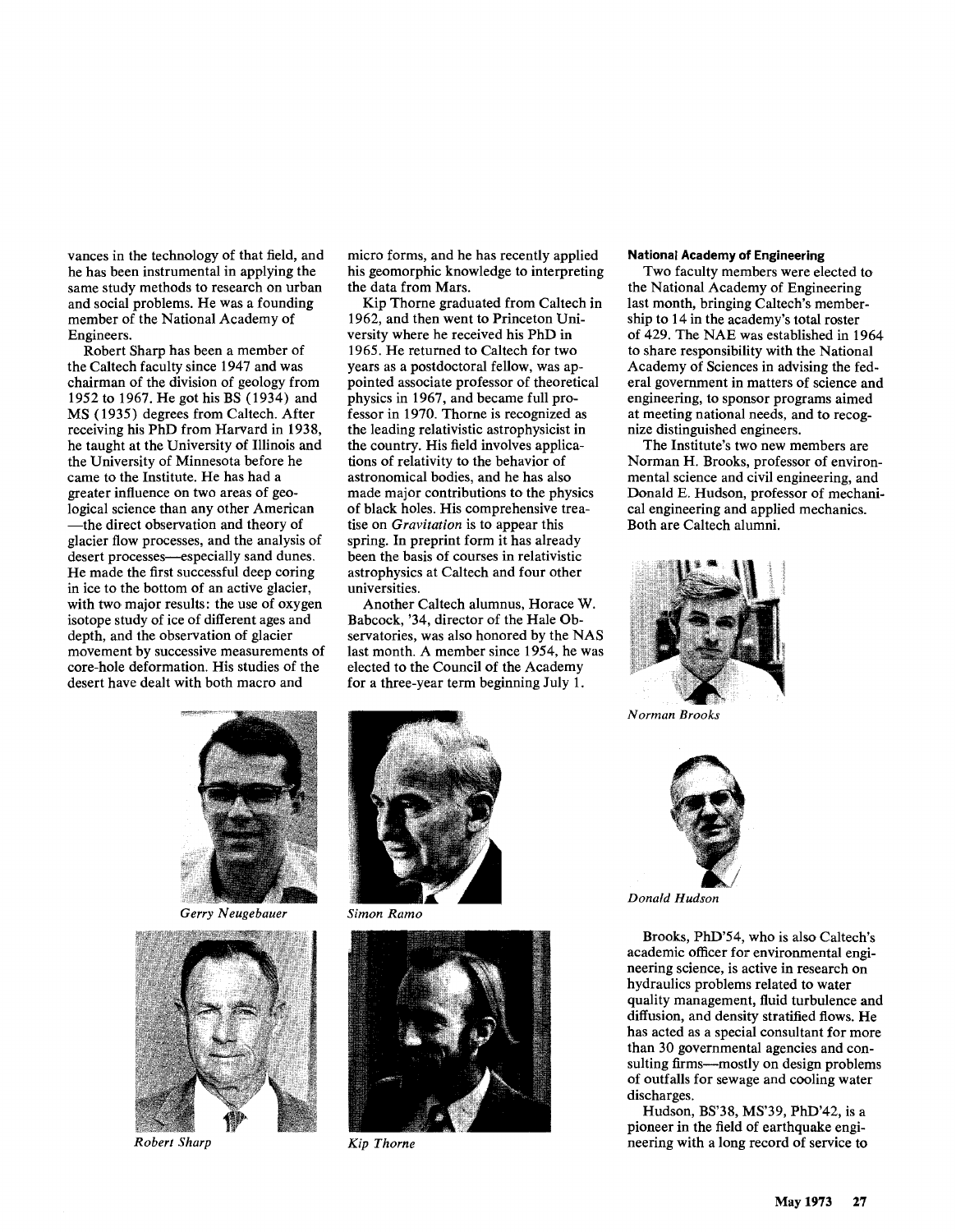vances in the technology of that field, and he has been instrumental in applying the same study methods to research on urban and social problems. He was a founding member of the National Academy of Engineers.

Robert Sharp has been a member of the Caltech faculty since 1947 and was chairman of the division of geology from 1952 to 1967. He got his BS (1934) and MS (1935) degrees from Caltech. After receiving his PhD from Harvard in 1938, he taught at the University of Illinois and the University of Minnesota before he came to the Institute. He has had a greater influence on two areas of geological science than any other American —the direct observation and theory of glacier flow processes, and the analysis of desert processes—especially sand dunes. He made the first successful deep coring in ice to the bottom of an active glacier, with two major results: the use of oxygen isotope study of ice of different ages and depth, and the observation of glacier movement by successive measurements of core-hole deformation. His studies of the desert have dealt with both macro and micro forms, and he has recently applied his geomorphic knowledge to interpreting the data from Mars.

Kip Thorne graduated from Caltech in 1962, and then went to Princeton University where he received his PhD in 1965. He returned to Caltech for two years as a postdoctoral fellow, was appointed associate professor of theoretical physics in 1967, and became full professor in 1970. Thorne is recognized as the leading relativistic astrophysicist in the country. His field involves applications of relativity to the behavior of astronomical bodies, and he has also made major contributions to the physics of black holes. His comprehensive treatise on *Gravitation* is to appear this spring. In preprint form it has already been the basis of courses in relativistic astrophysics at Caltech and four other universities.

Another Caltech alumnus, Horace W. Babcock, '34, director of the Hale Observatories, was also honored by the NAS last month. A member since 1954, he was elected to the Council of the Academy for a three-year term beginning July 1.

*Gerry Neugebauer*

*Simon Ramo*

*Robert Sharp*

*Kip Thorne*

**National Academy of Engineering**

Two faculty members were elected to the National Academy of Engineering last month, bringing Caltech's membership to 14 in the academy's total roster of 429. The NAE was established in 1964 to share responsibility with the National Academy of Sciences in advising the federal government in matters of science and engineering, to sponsor programs aimed at meeting national needs, and to recognize distinguished engineers.

The Institute's two new members are Norman H. Brooks, professor of environmental science and civil engineering, and Donald E. Hudson, professor of mechanical engineering and applied mechanics. Both are Caltech alumni.

*Norman Brooks*

*Donald Hudson*

Brooks, PhD'54, who is also Caltech's academic officer for environmental engineering science, is active in research on hydraulics problems related to water quality management, fluid turbulence and diffusion, and density stratified flows. He has acted as a special consultant for more than 30 governmental agencies and consulting firms—mostly on design problems of outfalls for sewage and cooling water discharges.

Hudson, BS'38, MS'39, PhD'42, is a pioneer in the field of earthquake engineering with a long record of service to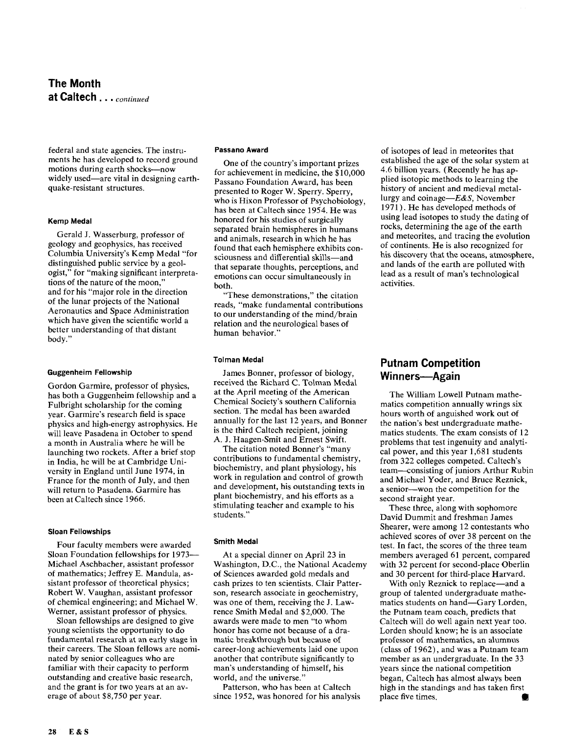## The Month at Caltech . . . *continued*

federal and state agencies. The instruments he has developed to record ground motions during earth shocks—now widely used—are vital in designing earthquake-resistant structures.

#### Kemp Medal

Gerald J. Wasserburg, professor of geology and geophysics, has received Columbia University's Kemp Medal "for distinguished public service by a geologist," for "making significant interpretations of the nature of the moon," and for his "major role in the direction of the lunar projects of the National Aeronautics and Space Administration which have given the scientific world a better understanding of that distant body."

#### Guggenheim Fellowship

Gordon Garmire, professor of physics, has both a Guggenheim fellowship and a Fulbright scholarship for the coming year. Garmire's research field is space physics and high-energy astrophysics. He will leave Pasadena in October to spend a month in Australia where he will be launching two rockets. After a brief stop in India, he will be at Cambridge University in England until June 1974, in France for the month of July, and then will return to Pasadena. Garmire has been at Caltech since 1966.

#### Sloan Fellowships

Four faculty members were awarded Sloan Foundation fellowships for 1973—Michael Aschbacher, assistant professor of mathematics; Jeffrey E. Mandula, assistant professor of theoretical physics; Robert W. Vaughan, assistant professor of chemical engineering; and Michael W. Werner, assistant professor of physics.

Sloan fellowships are designed to give young scientists the opportunity to do fundamental research at an early stage in their careers. The Sloan fellows are nominated by senior colleagues who are familiar with their capacity to perform outstanding and creative basic research, and the grant is for two years at an average of about $8,750 per year.

#### Passano Award

One of the country's important prizes for achievement in medicine, the $10,000 Passano Foundation Award, has been presented to Roger W. Sperry. Sperry, who is Hixon Professor of Psychobiology, has been at Caltech since 1954. He was honored for his studies of surgically separated brain hemispheres in humans and animals, research in which he has found that each hemisphere exhibits consciousness and differential skills—and that separate thoughts, perceptions, and emotions can occur simultaneously in both.

"These demonstrations," the citation reads, "make fundamental contributions to our understanding of the mind/brain relation and the neurological bases of human behavior."

#### Tolman Medal

James Bonner, professor of biology, received the Richard C. Tolman Medal at the April meeting of the American Chemical Society's southern California section. The medal has been awarded annually for the last 12 years, and Bonner is the third Caltech recipient, joining A. J. Haagen-Smit and Ernest Swift.

The citation noted Bonner's "many contributions to fundamental chemistry, biochemistry, and plant physiology, his work in regulation and control of growth and development, his outstanding texts in plant biochemistry, and his efforts as a stimulating teacher and example to his students."

#### Smith Medal

At a special dinner on April 23 in Washington, D.C., the National Academy of Sciences awarded gold medals and cash prizes to ten scientists. Clair Patterson, research associate in geochemistry, was one of them, receiving the J. Lawrence Smith Medal and $2,000. The awards were made to men "to whom honor has come not because of a dramatic breakthrough but because of career-long achievements laid one upon another that contribute significantly to man's understanding of himself, his world, and the universe."

Patterson, who has been at Caltech since 1952, was honored for his analysis of isotopes of lead in meteorites that established the age of the solar system at 4.6 billion years. (Recently he has applied isotopic methods to learning the history of ancient and medieval metallurgy and coinage—*E&S*, November 1971). He has developed methods of using lead isotopes to study the dating of rocks, determining the age of the earth and meteorites, and tracing the evolution of continents. He is also recognized for his discovery that the oceans, atmosphere, and lands of the earth are polluted with lead as a result of man's technological activities.

## Putnam Competition Winners—Again

The William Lowell Putnam mathematics competition annually wrings six hours worth of anguished work out of the nation's best undergraduate mathematics students. The exam consists of 12 problems that test ingenuity and analytical power, and this year 1,681 students from 322 colleges competed. Caltech's team—consisting of juniors Arthur Rubin and Michael Yoder, and Bruce Reznick, a senior—won the competition for the second straight year.

These three, along with sophomore David Dummit and freshman James Shearer, were among 12 contestants who achieved scores of over 38 percent on the test. In fact, the scores of the three team members averaged 61 percent, compared with 32 percent for second-place Oberlin and 30 percent for third-place Harvard.

With only Reznick to replace—and a group of talented undergraduate mathematics students on hand—Gary Lorden, the Putnam team coach, predicts that Caltech will do well again next year too. Lorden should know; he is an associate professor of mathematics, an alumnus (class of 1962), and was a Putnam team member as an undergraduate. In the 33 years since the national competition began, Caltech has almost always been high in the standings and has taken first place five times.